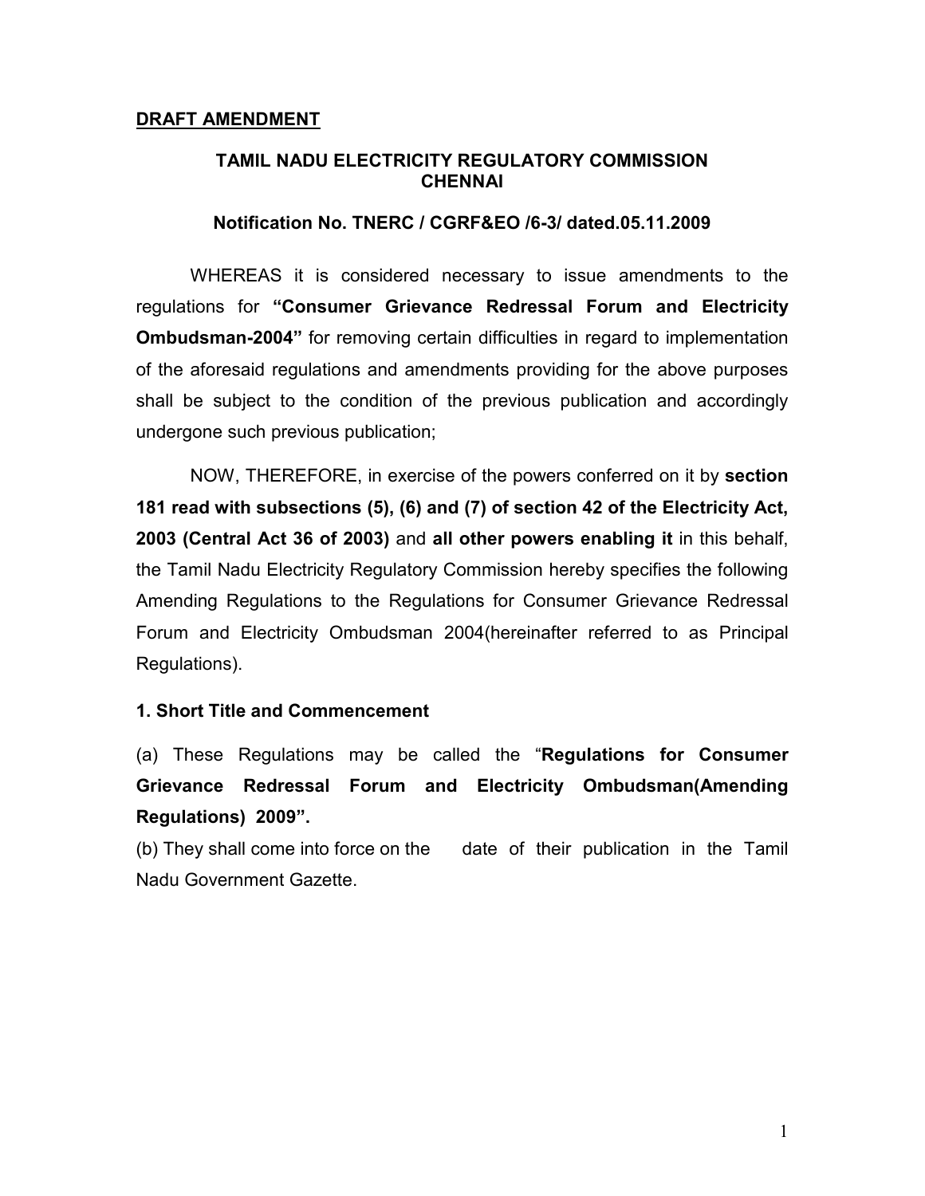**DRAFT AMENDMENT**

## TAMIL NADU ELECTRICITY REGULATORY COMMISSION CHENNAI

### Notification No. TNERC / CGRF&EO /6-3/ dated.05.11.2009

WHEREAS it is considered necessary to issue amendments to the regulations for **"Consumer Grievance Redressal Forum and Electricity Ombudsman-2004"** for removing certain difficulties in regard to implementation of the aforesaid regulations and amendments providing for the above purposes shall be subject to the condition of the previous publication and accordingly undergone such previous publication;

NOW, THEREFORE, in exercise of the powers conferred on it by **section 181 read with subsections (5), (6) and (7) of section 42 of the Electricity Act, 2003 (Central Act 36 of 2003)** and **all other powers enabling it** in this behalf, the Tamil Nadu Electricity Regulatory Commission hereby specifies the following Amending Regulations to the Regulations for Consumer Grievance Redressal Forum and Electricity Ombudsman 2004(hereinafter referred to as Principal Regulations).

**1. Short Title and Commencement**

(a) These Regulations may be called the "**Regulations for Consumer Grievance Redressal Forum and Electricity Ombudsman(Amending Regulations) 2009".**

(b) They shall come into force on the date of their publication in the Tamil Nadu Government Gazette.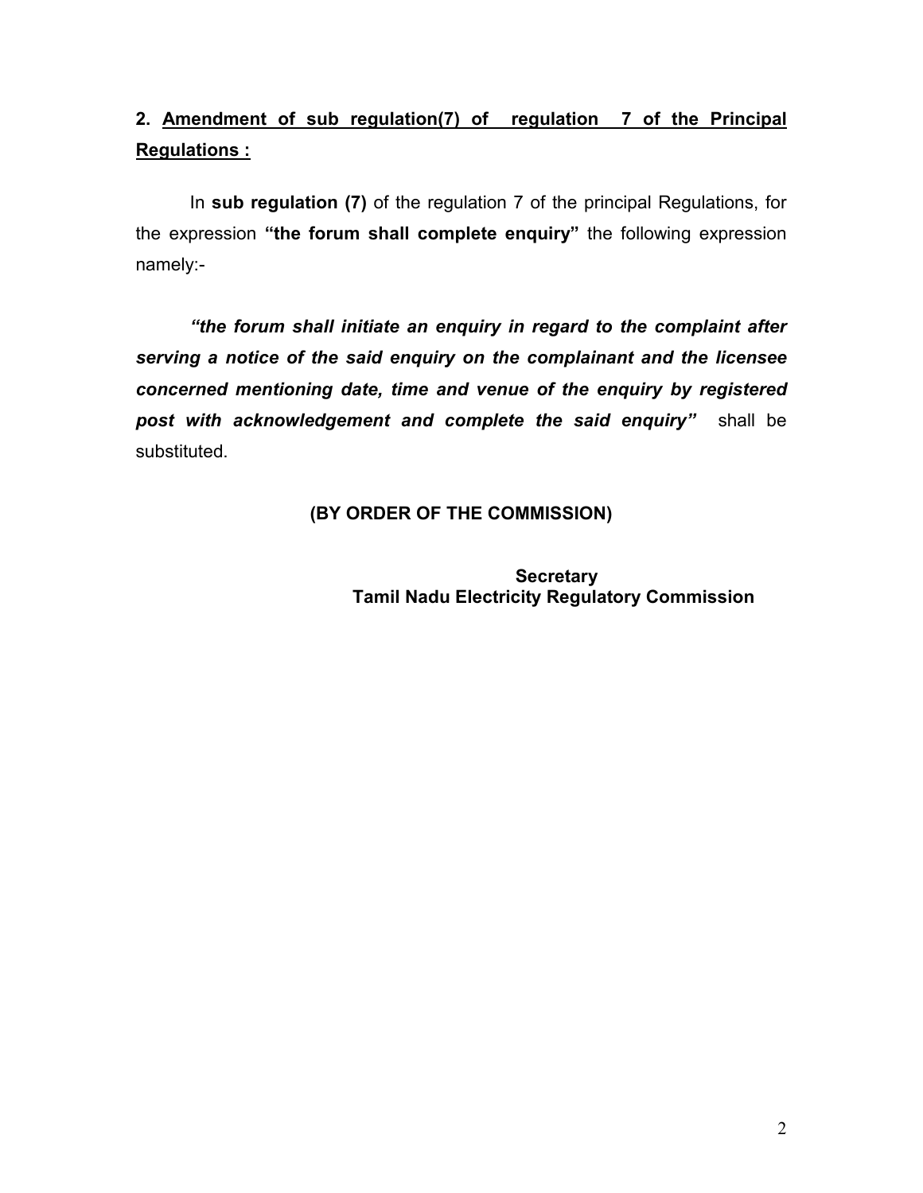**2. <u>Amendment of sub regulation(7) of regulation 7 of the Principal Regulations :</u>**

In **sub regulation (7)** of the regulation 7 of the principal Regulations, for the expression **"the forum shall complete enquiry"** the following expression namely:-

***"the forum shall initiate an enquiry in regard to the complaint after serving a notice of the said enquiry on the complainant and the licensee concerned mentioning date, time and venue of the enquiry by registered post with acknowledgement and complete the said enquiry"*** shall be substituted.

**(BY ORDER OF THE COMMISSION)**

**Secretary**
**Tamil Nadu Electricity Regulatory Commission**